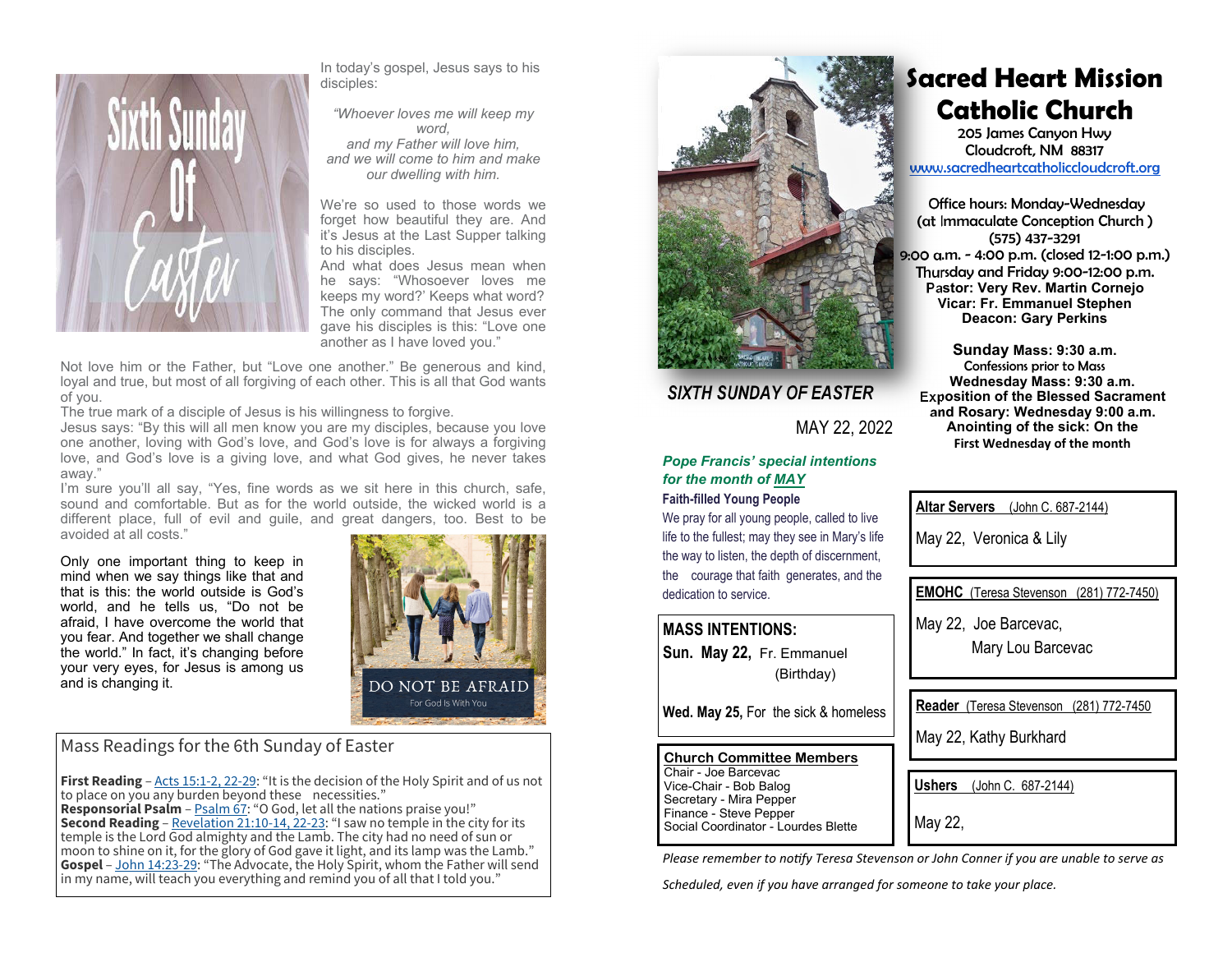In today's gospel, Jesus says to his disciples:

*"Whoever loves me will keep my word,*
*and my Father will love him,*
*and we will come to him and make our dwelling with him.*

We're so used to those words we forget how beautiful they are. And it's Jesus at the Last Supper talking to his disciples.

And what does Jesus mean when he says: "Whosoever loves me keeps my word?' Keeps what word? The only command that Jesus ever gave his disciples is this: "Love one another as I have loved you."

Not love him or the Father, but "Love one another." Be generous and kind, loyal and true, but most of all forgiving of each other. This is all that God wants of you.

The true mark of a disciple of Jesus is his willingness to forgive.

Jesus says: "By this will all men know you are my disciples, because you love one another, loving with God's love, and God's love is for always a forgiving love, and God's love is a giving love, and what God gives, he never takes away."

I'm sure you'll all say, "Yes, fine words as we sit here in this church, safe, sound and comfortable. But as for the world outside, the wicked world is a different place, full of evil and guile, and great dangers, too. Best to be avoided at all costs."

Only one important thing to keep in mind when we say things like that and that is this: the world outside is God's world, and he tells us, "Do not be afraid, I have overcome the world that you fear. And together we shall change the world." In fact, it's changing before your very eyes, for Jesus is among us and is changing it.

DO NOT BE AFRAID
For God Is With You

## Mass Readings for the 6th Sunday of Easter

**First Reading** – Acts 15:1-2, 22-29: "It is the decision of the Holy Spirit and of us not to place on you any burden beyond these necessities."
**Responsorial Psalm** – Psalm 67: "O God, let all the nations praise you!"
**Second Reading** – Revelation 21:10-14, 22-23: "I saw no temple in the city for its temple is the Lord God almighty and the Lamb. The city had no need of sun or moon to shine on it, for the glory of God gave it light, and its lamp was the Lamb."
**Gospel** – John 14:23-29: "The Advocate, the Holy Spirit, whom the Father will send in my name, will teach you everything and remind you of all that I told you."

# Sacred Heart Mission Catholic Church

205 James Canyon Hwy
Cloudcroft, NM 88317
www.sacredheartcatholiccloudcroft.org

Office hours: Monday-Wednesday
(at Immaculate Conception Church )
(575) 437-3291
9:00 a.m. - 4:00 p.m. (closed 12-1:00 p.m.)
Thursday and Friday 9:00-12:00 p.m.
**Pastor: Very Rev. Martin Cornejo**
**Vicar: Fr. Emmanuel Stephen**
**Deacon: Gary Perkins**

**Sunday Mass: 9:30 a.m.**
Confessions prior to Mass
**Wednesday Mass: 9:30 a.m.**
**Exposition of the Blessed Sacrament and Rosary: Wednesday 9:00 a.m.**
**Anointing of the sick: On the First Wednesday of the month**

## *SIXTH SUNDAY OF EASTER*

MAY 22, 2022

***Pope Francis' special intentions for the month of MAY***

**Faith-filled Young People**

We pray for all young people, called to live life to the fullest; may they see in Mary's life the way to listen, the depth of discernment, the courage that faith generates, and the dedication to service.

**MASS INTENTIONS:**

**Sun. May 22,** Fr. Emmanuel (Birthday)

**Wed. May 25,** For the sick & homeless

**Church Committee Members**
Chair - Joe Barcevac
Vice-Chair - Bob Balog
Secretary - Mira Pepper
Finance - Steve Pepper
Social Coordinator - Lourdes Blette

**Altar Servers** (John C. 687-2144)

May 22, Veronica & Lily

**EMOHC** (Teresa Stevenson (281) 772-7450)

May 22, Joe Barcevac,
Mary Lou Barcevac

**Reader** (Teresa Stevenson (281) 772-7450

May 22, Kathy Burkhard

**Ushers** (John C. 687-2144)

May 22,

*Please remember to notify Teresa Stevenson or John Conner if you are unable to serve as Scheduled, even if you have arranged for someone to take your place.*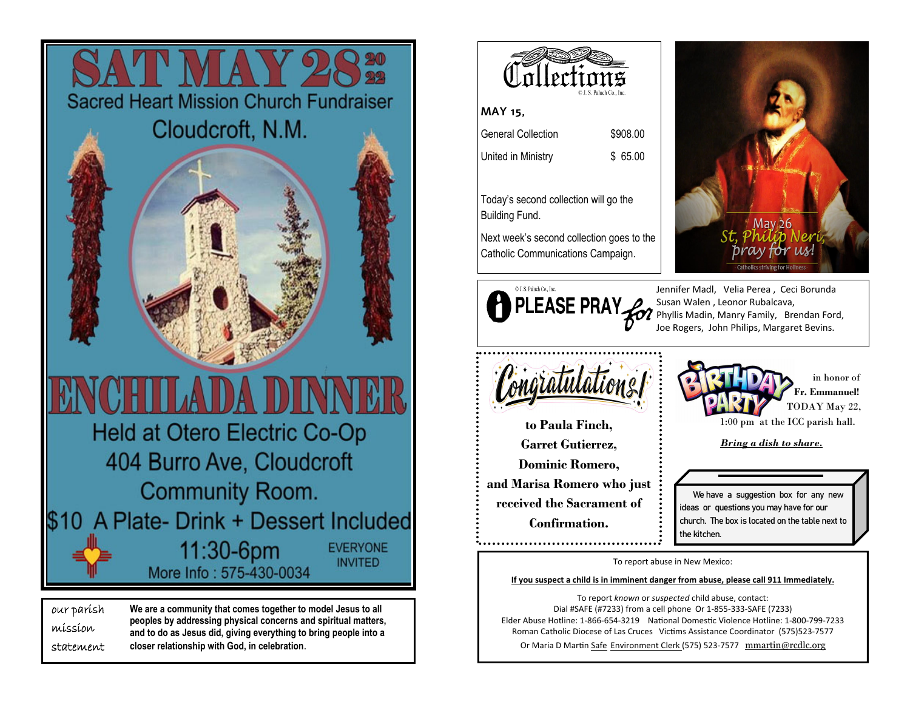# SAT MAY 28 2022

## Sacred Heart Mission Church Fundraiser

Cloudcroft, N.M.

## ENCHILADA DINNER

Held at Otero Electric Co-Op
404 Burro Ave, Cloudcroft
Community Room.

$10 A Plate- Drink + Dessert Included

11:30-6pm

EVERYONE INVITED

More Info : 575-430-0034

**our parish mission statement**

**We are a community that comes together to model Jesus to all peoples by addressing physical concerns and spiritual matters, and to do as Jesus did, giving everything to bring people into a closer relationship with God, in celebration.**

## Collections

**MAY 15,**

| | |
|---|---|
| General Collection | $908.00 |
| United in Ministry | $ 65.00 |

Today's second collection will go the Building Fund.

Next week's second collection goes to the Catholic Communications Campaign.

May 26
St, Philip Neri, pray for us!

## PLEASE PRAY for

Jennifer Madl, Velia Perea , Ceci Borunda Susan Walen , Leonor Rubalcava, Phyllis Madin, Manry Family, Brendan Ford, Joe Rogers, John Philips, Margaret Bevins.

## Congratulations!

**to Paula Finch, Garret Gutierrez, Dominic Romero, and Marisa Romero who just received the Sacrament of Confirmation.**

## BIRTHDAY PARTY

in honor of **Fr. Emmanuel!** TODAY May 22, 1:00 pm at the ICC parish hall.

***Bring a dish to share.***

We have a suggestion box for any new ideas or questions you may have for our church. The box is located on the table next to the kitchen.

To report abuse in New Mexico:

**If you suspect a child is in imminent danger from abuse, please call 911 Immediately.**

To report *known* or *suspected* child abuse, contact:
Dial #SAFE (#7233) from a cell phone Or 1-855-333-SAFE (7233)
Elder Abuse Hotline: 1-866-654-3219 National Domestic Violence Hotline: 1-800-799-7233
Roman Catholic Diocese of Las Cruces Victims Assistance Coordinator (575)523-7577
Or Maria D Martin Safe Environment Clerk (575) 523-7577 mmartin@rcdlc.org